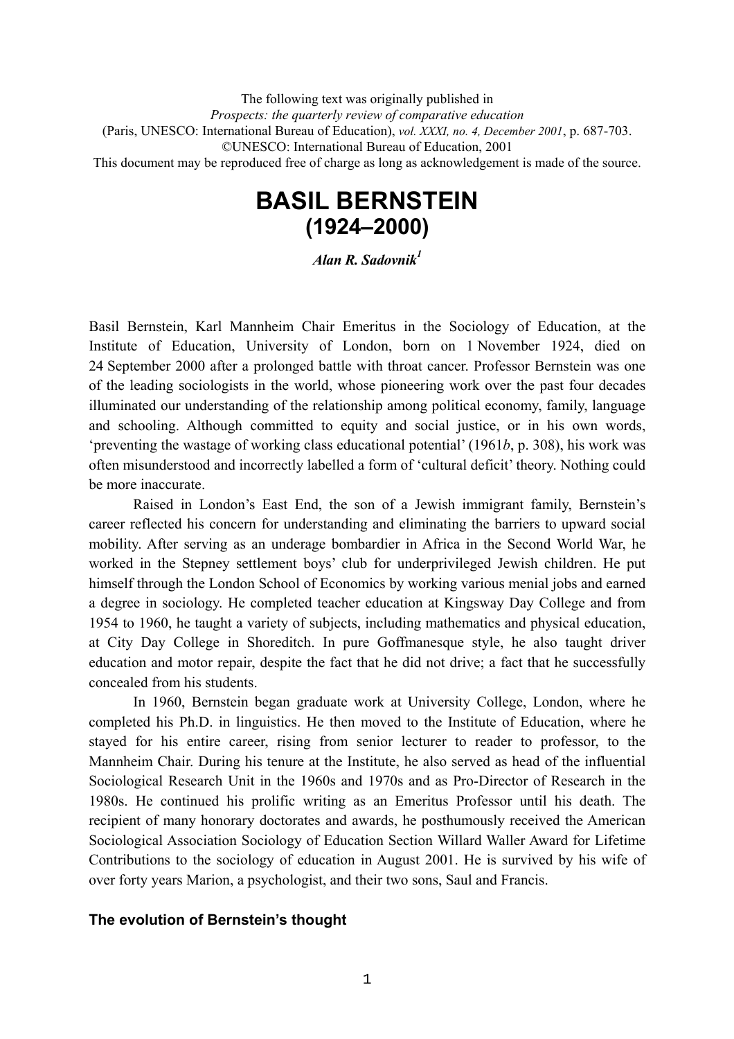The following text was originally published in
*Prospects: the quarterly review of comparative education*
(Paris, UNESCO: International Bureau of Education), *vol. XXXI, no. 4, December 2001*, p. 687-703.
©UNESCO: International Bureau of Education, 2001
This document may be reproduced free of charge as long as acknowledgement is made of the source.

# BASIL BERNSTEIN
## (1924–2000)

***Alan R. Sadovnik***[1]

Basil Bernstein, Karl Mannheim Chair Emeritus in the Sociology of Education, at the Institute of Education, University of London, born on 1 November 1924, died on 24 September 2000 after a prolonged battle with throat cancer. Professor Bernstein was one of the leading sociologists in the world, whose pioneering work over the past four decades illuminated our understanding of the relationship among political economy, family, language and schooling. Although committed to equity and social justice, or in his own words, 'preventing the wastage of working class educational potential' (1961*b*, p. 308), his work was often misunderstood and incorrectly labelled a form of 'cultural deficit' theory. Nothing could be more inaccurate.

Raised in London's East End, the son of a Jewish immigrant family, Bernstein's career reflected his concern for understanding and eliminating the barriers to upward social mobility. After serving as an underage bombardier in Africa in the Second World War, he worked in the Stepney settlement boys' club for underprivileged Jewish children. He put himself through the London School of Economics by working various menial jobs and earned a degree in sociology. He completed teacher education at Kingsway Day College and from 1954 to 1960, he taught a variety of subjects, including mathematics and physical education, at City Day College in Shoreditch. In pure Goffmanesque style, he also taught driver education and motor repair, despite the fact that he did not drive; a fact that he successfully concealed from his students.

In 1960, Bernstein began graduate work at University College, London, where he completed his Ph.D. in linguistics. He then moved to the Institute of Education, where he stayed for his entire career, rising from senior lecturer to reader to professor, to the Mannheim Chair. During his tenure at the Institute, he also served as head of the influential Sociological Research Unit in the 1960s and 1970s and as Pro-Director of Research in the 1980s. He continued his prolific writing as an Emeritus Professor until his death. The recipient of many honorary doctorates and awards, he posthumously received the American Sociological Association Sociology of Education Section Willard Waller Award for Lifetime Contributions to the sociology of education in August 2001. He is survived by his wife of over forty years Marion, a psychologist, and their two sons, Saul and Francis.

### The evolution of Bernstein's thought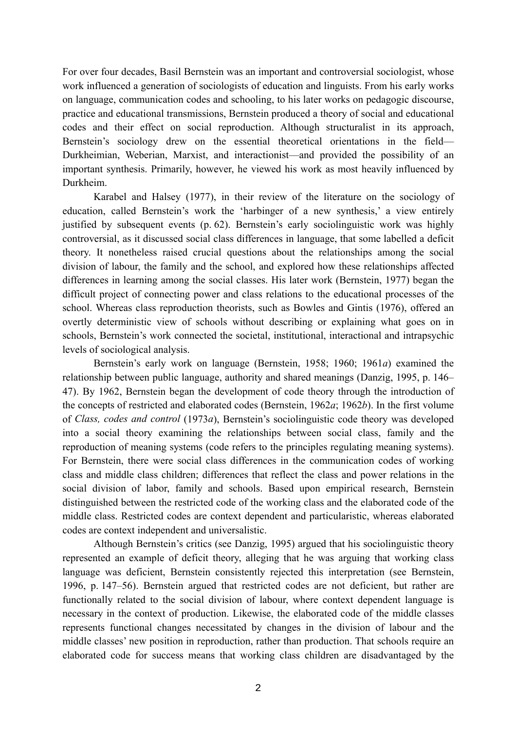For over four decades, Basil Bernstein was an important and controversial sociologist, whose work influenced a generation of sociologists of education and linguists. From his early works on language, communication codes and schooling, to his later works on pedagogic discourse, practice and educational transmissions, Bernstein produced a theory of social and educational codes and their effect on social reproduction. Although structuralist in its approach, Bernstein's sociology drew on the essential theoretical orientations in the field—Durkheimian, Weberian, Marxist, and interactionist—and provided the possibility of an important synthesis. Primarily, however, he viewed his work as most heavily influenced by Durkheim.

Karabel and Halsey (1977), in their review of the literature on the sociology of education, called Bernstein's work the 'harbinger of a new synthesis,' a view entirely justified by subsequent events (p. 62). Bernstein's early sociolinguistic work was highly controversial, as it discussed social class differences in language, that some labelled a deficit theory. It nonetheless raised crucial questions about the relationships among the social division of labour, the family and the school, and explored how these relationships affected differences in learning among the social classes. His later work (Bernstein, 1977) began the difficult project of connecting power and class relations to the educational processes of the school. Whereas class reproduction theorists, such as Bowles and Gintis (1976), offered an overtly deterministic view of schools without describing or explaining what goes on in schools, Bernstein's work connected the societal, institutional, interactional and intrapsychic levels of sociological analysis.

Bernstein's early work on language (Bernstein, 1958; 1960; 1961*a*) examined the relationship between public language, authority and shared meanings (Danzig, 1995, p. 146–47). By 1962, Bernstein began the development of code theory through the introduction of the concepts of restricted and elaborated codes (Bernstein, 1962*a*; 1962*b*). In the first volume of *Class, codes and control* (1973*a*), Bernstein's sociolinguistic code theory was developed into a social theory examining the relationships between social class, family and the reproduction of meaning systems (code refers to the principles regulating meaning systems). For Bernstein, there were social class differences in the communication codes of working class and middle class children; differences that reflect the class and power relations in the social division of labor, family and schools. Based upon empirical research, Bernstein distinguished between the restricted code of the working class and the elaborated code of the middle class. Restricted codes are context dependent and particularistic, whereas elaborated codes are context independent and universalistic.

Although Bernstein's critics (see Danzig, 1995) argued that his sociolinguistic theory represented an example of deficit theory, alleging that he was arguing that working class language was deficient, Bernstein consistently rejected this interpretation (see Bernstein, 1996, p. 147–56). Bernstein argued that restricted codes are not deficient, but rather are functionally related to the social division of labour, where context dependent language is necessary in the context of production. Likewise, the elaborated code of the middle classes represents functional changes necessitated by changes in the division of labour and the middle classes' new position in reproduction, rather than production. That schools require an elaborated code for success means that working class children are disadvantaged by the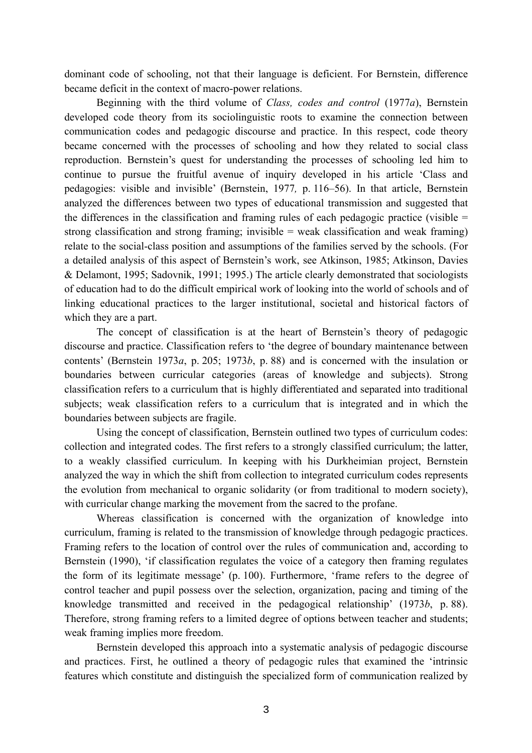dominant code of schooling, not that their language is deficient. For Bernstein, difference became deficit in the context of macro-power relations.

Beginning with the third volume of *Class, codes and control* (1977*a*), Bernstein developed code theory from its sociolinguistic roots to examine the connection between communication codes and pedagogic discourse and practice. In this respect, code theory became concerned with the processes of schooling and how they related to social class reproduction. Bernstein's quest for understanding the processes of schooling led him to continue to pursue the fruitful avenue of inquiry developed in his article 'Class and pedagogies: visible and invisible' (Bernstein, 1977*,* p. 116–56). In that article, Bernstein analyzed the differences between two types of educational transmission and suggested that the differences in the classification and framing rules of each pedagogic practice (visible = strong classification and strong framing; invisible = weak classification and weak framing) relate to the social-class position and assumptions of the families served by the schools. (For a detailed analysis of this aspect of Bernstein's work, see Atkinson, 1985; Atkinson, Davies & Delamont, 1995; Sadovnik, 1991; 1995.) The article clearly demonstrated that sociologists of education had to do the difficult empirical work of looking into the world of schools and of linking educational practices to the larger institutional, societal and historical factors of which they are a part.

The concept of classification is at the heart of Bernstein's theory of pedagogic discourse and practice. Classification refers to 'the degree of boundary maintenance between contents' (Bernstein 1973*a*, p. 205; 1973*b*, p. 88) and is concerned with the insulation or boundaries between curricular categories (areas of knowledge and subjects). Strong classification refers to a curriculum that is highly differentiated and separated into traditional subjects; weak classification refers to a curriculum that is integrated and in which the boundaries between subjects are fragile.

Using the concept of classification, Bernstein outlined two types of curriculum codes: collection and integrated codes. The first refers to a strongly classified curriculum; the latter, to a weakly classified curriculum. In keeping with his Durkheimian project, Bernstein analyzed the way in which the shift from collection to integrated curriculum codes represents the evolution from mechanical to organic solidarity (or from traditional to modern society), with curricular change marking the movement from the sacred to the profane.

Whereas classification is concerned with the organization of knowledge into curriculum, framing is related to the transmission of knowledge through pedagogic practices. Framing refers to the location of control over the rules of communication and, according to Bernstein (1990), 'if classification regulates the voice of a category then framing regulates the form of its legitimate message' (p. 100). Furthermore, 'frame refers to the degree of control teacher and pupil possess over the selection, organization, pacing and timing of the knowledge transmitted and received in the pedagogical relationship' (1973*b*, p. 88). Therefore, strong framing refers to a limited degree of options between teacher and students; weak framing implies more freedom.

Bernstein developed this approach into a systematic analysis of pedagogic discourse and practices. First, he outlined a theory of pedagogic rules that examined the 'intrinsic features which constitute and distinguish the specialized form of communication realized by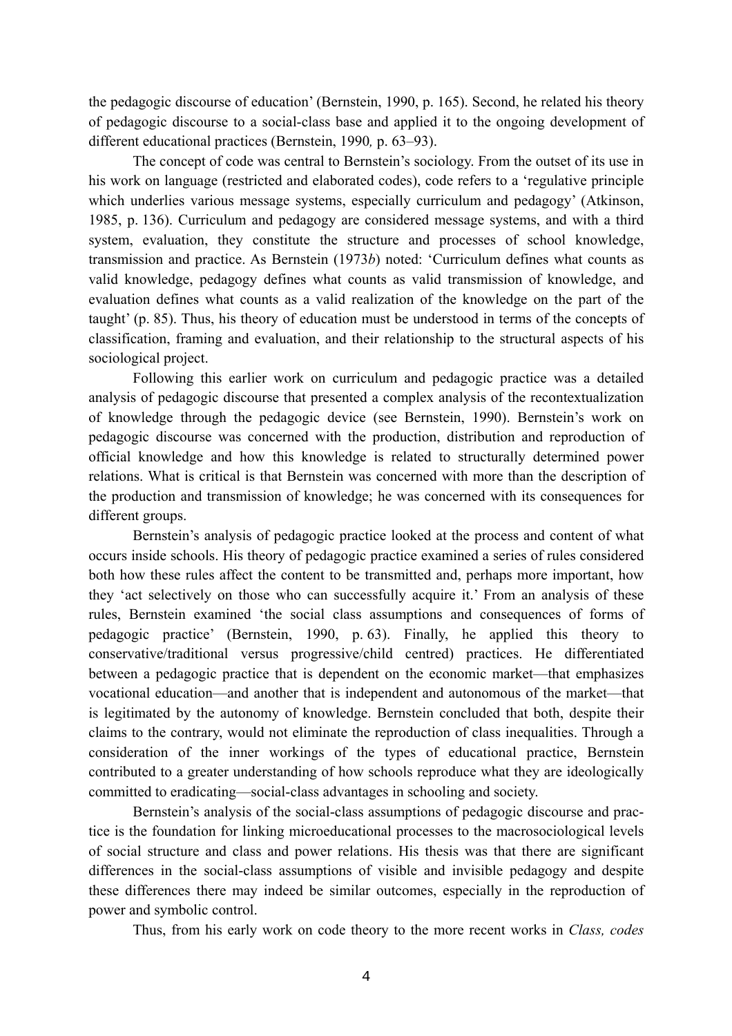the pedagogic discourse of education' (Bernstein, 1990, p. 165). Second, he related his theory of pedagogic discourse to a social-class base and applied it to the ongoing development of different educational practices (Bernstein, 1990*,* p. 63–93).

The concept of code was central to Bernstein's sociology. From the outset of its use in his work on language (restricted and elaborated codes), code refers to a 'regulative principle which underlies various message systems, especially curriculum and pedagogy' (Atkinson, 1985, p. 136). Curriculum and pedagogy are considered message systems, and with a third system, evaluation, they constitute the structure and processes of school knowledge, transmission and practice. As Bernstein (1973*b*) noted: 'Curriculum defines what counts as valid knowledge, pedagogy defines what counts as valid transmission of knowledge, and evaluation defines what counts as a valid realization of the knowledge on the part of the taught' (p. 85). Thus, his theory of education must be understood in terms of the concepts of classification, framing and evaluation, and their relationship to the structural aspects of his sociological project.

Following this earlier work on curriculum and pedagogic practice was a detailed analysis of pedagogic discourse that presented a complex analysis of the recontextualization of knowledge through the pedagogic device (see Bernstein, 1990). Bernstein's work on pedagogic discourse was concerned with the production, distribution and reproduction of official knowledge and how this knowledge is related to structurally determined power relations. What is critical is that Bernstein was concerned with more than the description of the production and transmission of knowledge; he was concerned with its consequences for different groups.

Bernstein's analysis of pedagogic practice looked at the process and content of what occurs inside schools. His theory of pedagogic practice examined a series of rules considered both how these rules affect the content to be transmitted and, perhaps more important, how they 'act selectively on those who can successfully acquire it.' From an analysis of these rules, Bernstein examined 'the social class assumptions and consequences of forms of pedagogic practice' (Bernstein, 1990, p. 63). Finally, he applied this theory to conservative/traditional versus progressive/child centred) practices. He differentiated between a pedagogic practice that is dependent on the economic market—that emphasizes vocational education—and another that is independent and autonomous of the market—that is legitimated by the autonomy of knowledge. Bernstein concluded that both, despite their claims to the contrary, would not eliminate the reproduction of class inequalities. Through a consideration of the inner workings of the types of educational practice, Bernstein contributed to a greater understanding of how schools reproduce what they are ideologically committed to eradicating—social-class advantages in schooling and society.

Bernstein's analysis of the social-class assumptions of pedagogic discourse and practice is the foundation for linking microeducational processes to the macrosociological levels of social structure and class and power relations. His thesis was that there are significant differences in the social-class assumptions of visible and invisible pedagogy and despite these differences there may indeed be similar outcomes, especially in the reproduction of power and symbolic control.

Thus, from his early work on code theory to the more recent works in *Class, codes*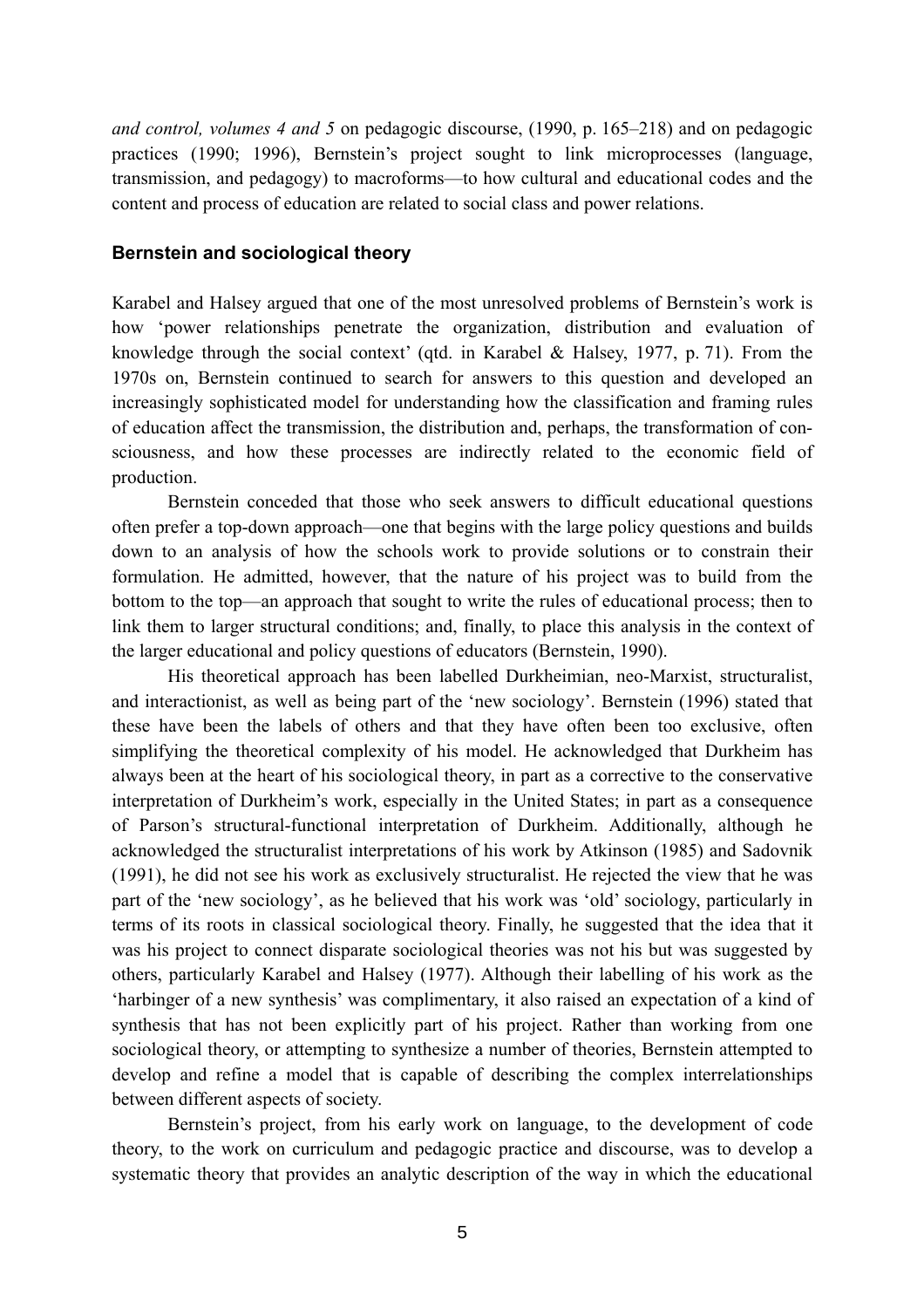*and control, volumes 4 and 5* on pedagogic discourse, (1990, p. 165–218) and on pedagogic practices (1990; 1996), Bernstein's project sought to link microprocesses (language, transmission, and pedagogy) to macroforms—to how cultural and educational codes and the content and process of education are related to social class and power relations.

### Bernstein and sociological theory

Karabel and Halsey argued that one of the most unresolved problems of Bernstein's work is how 'power relationships penetrate the organization, distribution and evaluation of knowledge through the social context' (qtd. in Karabel & Halsey, 1977, p. 71). From the 1970s on, Bernstein continued to search for answers to this question and developed an increasingly sophisticated model for understanding how the classification and framing rules of education affect the transmission, the distribution and, perhaps, the transformation of consciousness, and how these processes are indirectly related to the economic field of production.

Bernstein conceded that those who seek answers to difficult educational questions often prefer a top-down approach—one that begins with the large policy questions and builds down to an analysis of how the schools work to provide solutions or to constrain their formulation. He admitted, however, that the nature of his project was to build from the bottom to the top—an approach that sought to write the rules of educational process; then to link them to larger structural conditions; and, finally, to place this analysis in the context of the larger educational and policy questions of educators (Bernstein, 1990).

His theoretical approach has been labelled Durkheimian, neo-Marxist, structuralist, and interactionist, as well as being part of the 'new sociology'. Bernstein (1996) stated that these have been the labels of others and that they have often been too exclusive, often simplifying the theoretical complexity of his model. He acknowledged that Durkheim has always been at the heart of his sociological theory, in part as a corrective to the conservative interpretation of Durkheim's work, especially in the United States; in part as a consequence of Parson's structural-functional interpretation of Durkheim. Additionally, although he acknowledged the structuralist interpretations of his work by Atkinson (1985) and Sadovnik (1991), he did not see his work as exclusively structuralist. He rejected the view that he was part of the 'new sociology', as he believed that his work was 'old' sociology, particularly in terms of its roots in classical sociological theory. Finally, he suggested that the idea that it was his project to connect disparate sociological theories was not his but was suggested by others, particularly Karabel and Halsey (1977). Although their labelling of his work as the 'harbinger of a new synthesis' was complimentary, it also raised an expectation of a kind of synthesis that has not been explicitly part of his project. Rather than working from one sociological theory, or attempting to synthesize a number of theories, Bernstein attempted to develop and refine a model that is capable of describing the complex interrelationships between different aspects of society.

Bernstein's project, from his early work on language, to the development of code theory, to the work on curriculum and pedagogic practice and discourse, was to develop a systematic theory that provides an analytic description of the way in which the educational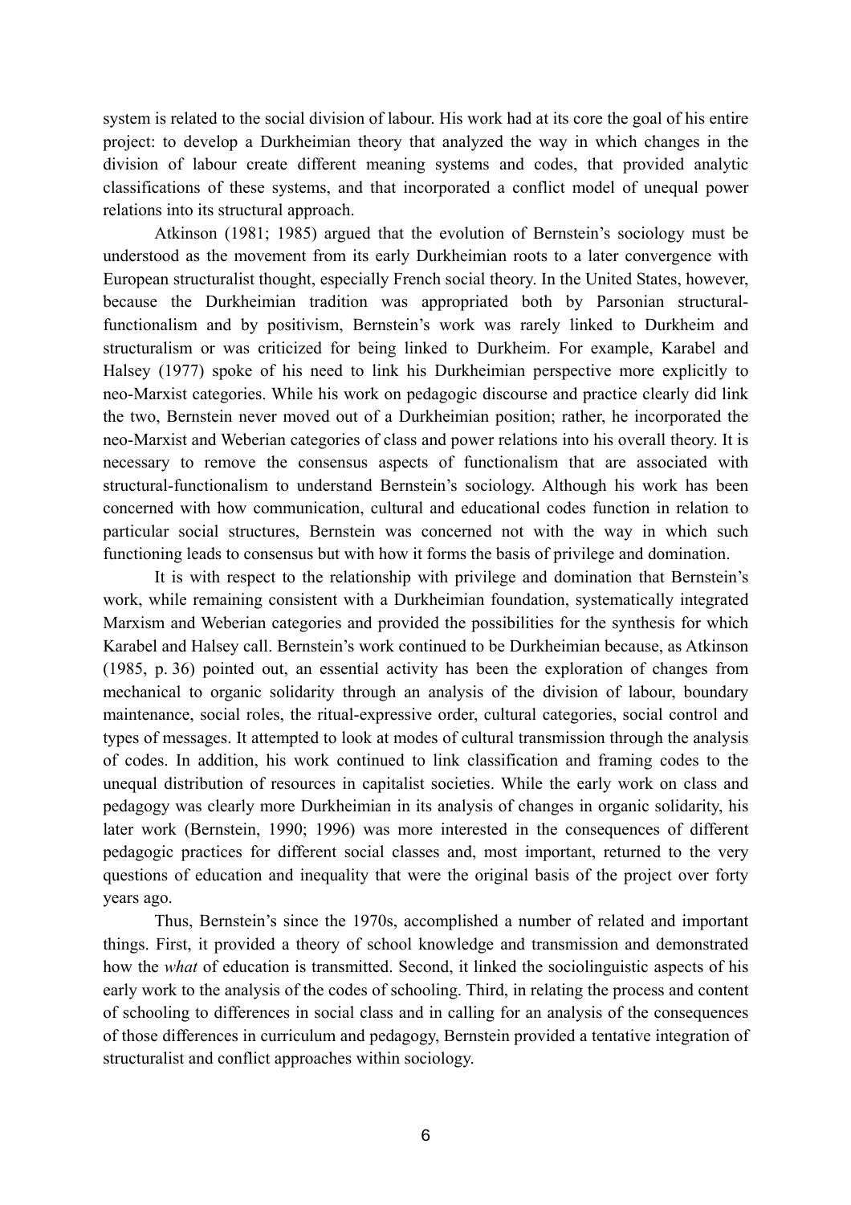system is related to the social division of labour. His work had at its core the goal of his entire project: to develop a Durkheimian theory that analyzed the way in which changes in the division of labour create different meaning systems and codes, that provided analytic classifications of these systems, and that incorporated a conflict model of unequal power relations into its structural approach.

Atkinson (1981; 1985) argued that the evolution of Bernstein's sociology must be understood as the movement from its early Durkheimian roots to a later convergence with European structuralist thought, especially French social theory. In the United States, however, because the Durkheimian tradition was appropriated both by Parsonian structural-functionalism and by positivism, Bernstein's work was rarely linked to Durkheim and structuralism or was criticized for being linked to Durkheim. For example, Karabel and Halsey (1977) spoke of his need to link his Durkheimian perspective more explicitly to neo-Marxist categories. While his work on pedagogic discourse and practice clearly did link the two, Bernstein never moved out of a Durkheimian position; rather, he incorporated the neo-Marxist and Weberian categories of class and power relations into his overall theory. It is necessary to remove the consensus aspects of functionalism that are associated with structural-functionalism to understand Bernstein's sociology. Although his work has been concerned with how communication, cultural and educational codes function in relation to particular social structures, Bernstein was concerned not with the way in which such functioning leads to consensus but with how it forms the basis of privilege and domination.

It is with respect to the relationship with privilege and domination that Bernstein's work, while remaining consistent with a Durkheimian foundation, systematically integrated Marxism and Weberian categories and provided the possibilities for the synthesis for which Karabel and Halsey call. Bernstein's work continued to be Durkheimian because, as Atkinson (1985, p. 36) pointed out, an essential activity has been the exploration of changes from mechanical to organic solidarity through an analysis of the division of labour, boundary maintenance, social roles, the ritual-expressive order, cultural categories, social control and types of messages. It attempted to look at modes of cultural transmission through the analysis of codes. In addition, his work continued to link classification and framing codes to the unequal distribution of resources in capitalist societies. While the early work on class and pedagogy was clearly more Durkheimian in its analysis of changes in organic solidarity, his later work (Bernstein, 1990; 1996) was more interested in the consequences of different pedagogic practices for different social classes and, most important, returned to the very questions of education and inequality that were the original basis of the project over forty years ago.

Thus, Bernstein's since the 1970s, accomplished a number of related and important things. First, it provided a theory of school knowledge and transmission and demonstrated how the *what* of education is transmitted. Second, it linked the sociolinguistic aspects of his early work to the analysis of the codes of schooling. Third, in relating the process and content of schooling to differences in social class and in calling for an analysis of the consequences of those differences in curriculum and pedagogy, Bernstein provided a tentative integration of structuralist and conflict approaches within sociology.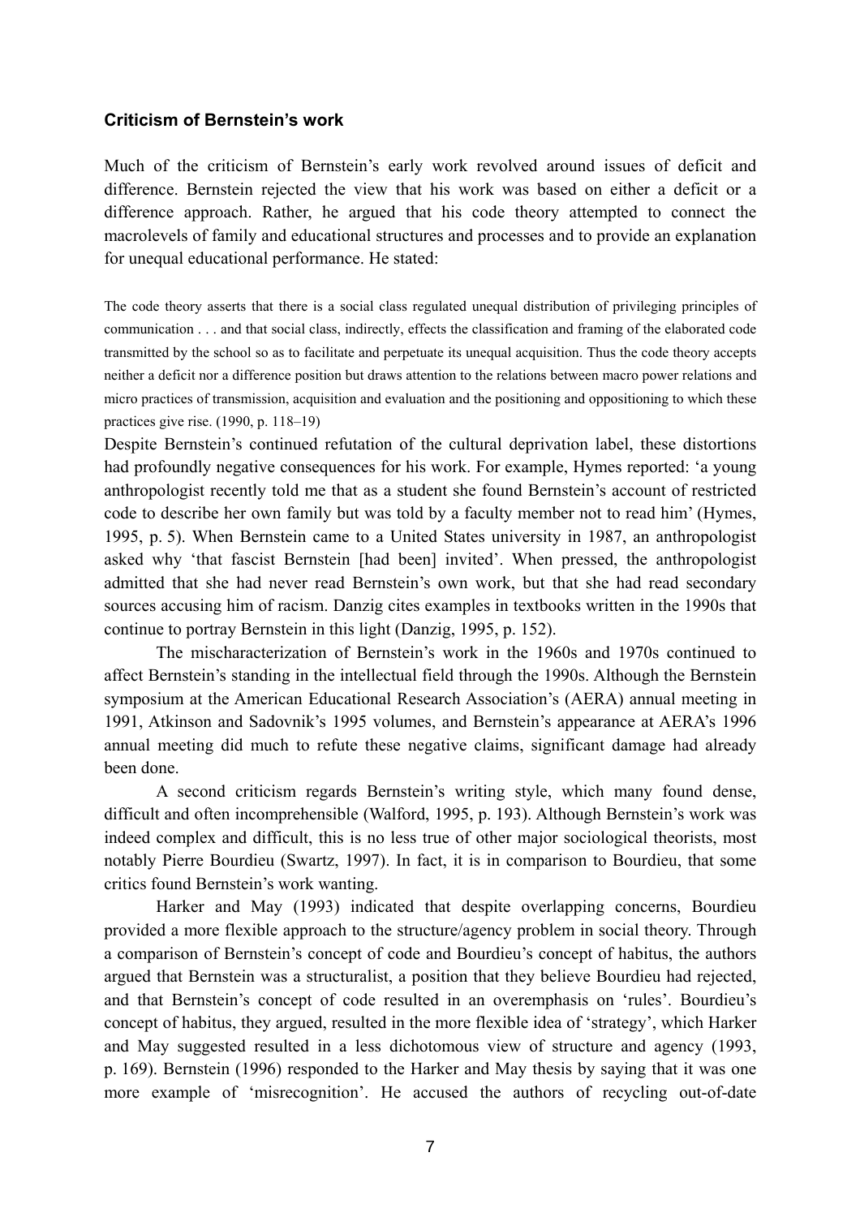### Criticism of Bernstein's work

Much of the criticism of Bernstein's early work revolved around issues of deficit and difference. Bernstein rejected the view that his work was based on either a deficit or a difference approach. Rather, he argued that his code theory attempted to connect the macrolevels of family and educational structures and processes and to provide an explanation for unequal educational performance. He stated:

> The code theory asserts that there is a social class regulated unequal distribution of privileging principles of communication . . . and that social class, indirectly, effects the classification and framing of the elaborated code transmitted by the school so as to facilitate and perpetuate its unequal acquisition. Thus the code theory accepts neither a deficit nor a difference position but draws attention to the relations between macro power relations and micro practices of transmission, acquisition and evaluation and the positioning and oppositioning to which these practices give rise. (1990, p. 118–19)

Despite Bernstein's continued refutation of the cultural deprivation label, these distortions had profoundly negative consequences for his work. For example, Hymes reported: 'a young anthropologist recently told me that as a student she found Bernstein's account of restricted code to describe her own family but was told by a faculty member not to read him' (Hymes, 1995, p. 5). When Bernstein came to a United States university in 1987, an anthropologist asked why 'that fascist Bernstein [had been] invited'. When pressed, the anthropologist admitted that she had never read Bernstein's own work, but that she had read secondary sources accusing him of racism. Danzig cites examples in textbooks written in the 1990s that continue to portray Bernstein in this light (Danzig, 1995, p. 152).

The mischaracterization of Bernstein's work in the 1960s and 1970s continued to affect Bernstein's standing in the intellectual field through the 1990s. Although the Bernstein symposium at the American Educational Research Association's (AERA) annual meeting in 1991, Atkinson and Sadovnik's 1995 volumes, and Bernstein's appearance at AERA's 1996 annual meeting did much to refute these negative claims, significant damage had already been done.

A second criticism regards Bernstein's writing style, which many found dense, difficult and often incomprehensible (Walford, 1995, p. 193). Although Bernstein's work was indeed complex and difficult, this is no less true of other major sociological theorists, most notably Pierre Bourdieu (Swartz, 1997). In fact, it is in comparison to Bourdieu, that some critics found Bernstein's work wanting.

Harker and May (1993) indicated that despite overlapping concerns, Bourdieu provided a more flexible approach to the structure/agency problem in social theory. Through a comparison of Bernstein's concept of code and Bourdieu's concept of habitus, the authors argued that Bernstein was a structuralist, a position that they believe Bourdieu had rejected, and that Bernstein's concept of code resulted in an overemphasis on 'rules'. Bourdieu's concept of habitus, they argued, resulted in the more flexible idea of 'strategy', which Harker and May suggested resulted in a less dichotomous view of structure and agency (1993, p. 169). Bernstein (1996) responded to the Harker and May thesis by saying that it was one more example of 'misrecognition'. He accused the authors of recycling out-of-date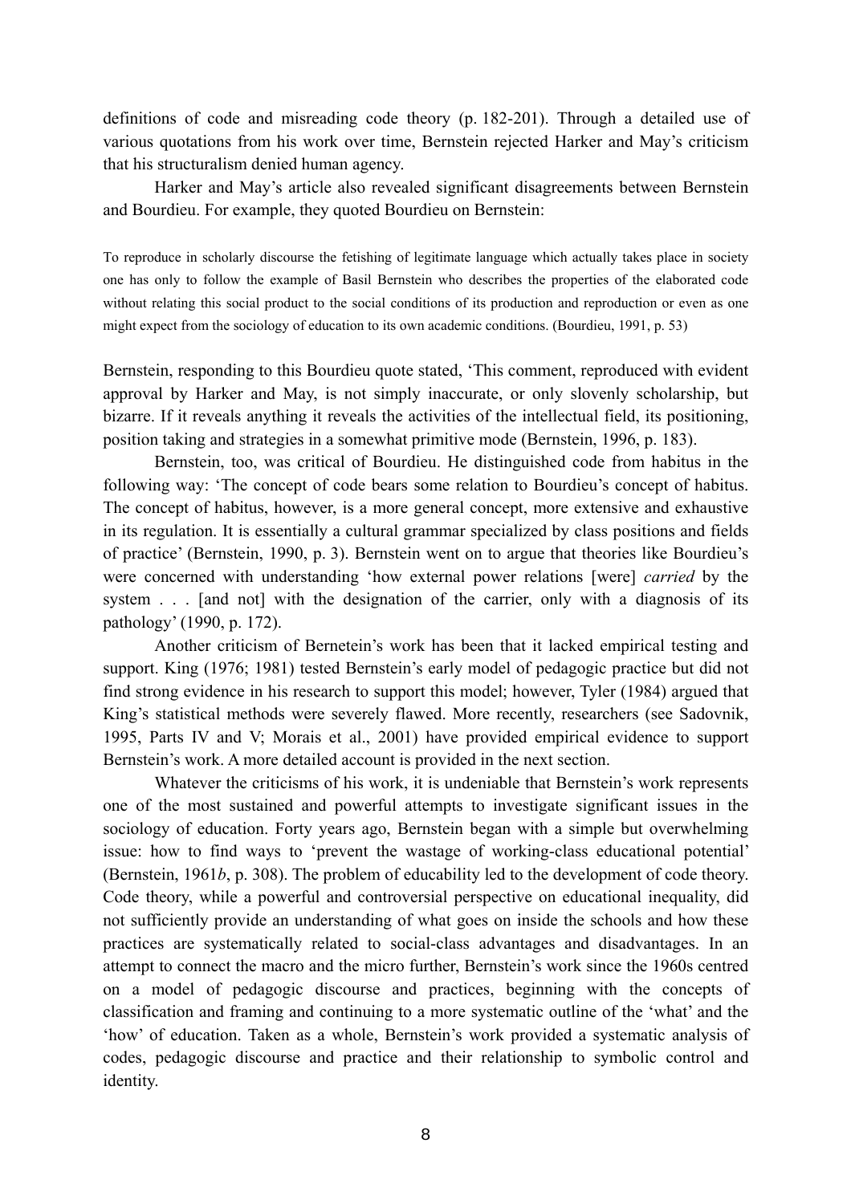definitions of code and misreading code theory (p. 182-201). Through a detailed use of various quotations from his work over time, Bernstein rejected Harker and May's criticism that his structuralism denied human agency.

Harker and May's article also revealed significant disagreements between Bernstein and Bourdieu. For example, they quoted Bourdieu on Bernstein:

> To reproduce in scholarly discourse the fetishing of legitimate language which actually takes place in society one has only to follow the example of Basil Bernstein who describes the properties of the elaborated code without relating this social product to the social conditions of its production and reproduction or even as one might expect from the sociology of education to its own academic conditions. (Bourdieu, 1991, p. 53)

Bernstein, responding to this Bourdieu quote stated, 'This comment, reproduced with evident approval by Harker and May, is not simply inaccurate, or only slovenly scholarship, but bizarre. If it reveals anything it reveals the activities of the intellectual field, its positioning, position taking and strategies in a somewhat primitive mode (Bernstein, 1996, p. 183).

Bernstein, too, was critical of Bourdieu. He distinguished code from habitus in the following way: 'The concept of code bears some relation to Bourdieu's concept of habitus. The concept of habitus, however, is a more general concept, more extensive and exhaustive in its regulation. It is essentially a cultural grammar specialized by class positions and fields of practice' (Bernstein, 1990, p. 3). Bernstein went on to argue that theories like Bourdieu's were concerned with understanding 'how external power relations [were] *carried* by the system . . . [and not] with the designation of the carrier, only with a diagnosis of its pathology' (1990, p. 172).

Another criticism of Bernetein's work has been that it lacked empirical testing and support. King (1976; 1981) tested Bernstein's early model of pedagogic practice but did not find strong evidence in his research to support this model; however, Tyler (1984) argued that King's statistical methods were severely flawed. More recently, researchers (see Sadovnik, 1995, Parts IV and V; Morais et al., 2001) have provided empirical evidence to support Bernstein's work. A more detailed account is provided in the next section.

Whatever the criticisms of his work, it is undeniable that Bernstein's work represents one of the most sustained and powerful attempts to investigate significant issues in the sociology of education. Forty years ago, Bernstein began with a simple but overwhelming issue: how to find ways to 'prevent the wastage of working-class educational potential' (Bernstein, 1961*b*, p. 308). The problem of educability led to the development of code theory. Code theory, while a powerful and controversial perspective on educational inequality, did not sufficiently provide an understanding of what goes on inside the schools and how these practices are systematically related to social-class advantages and disadvantages. In an attempt to connect the macro and the micro further, Bernstein's work since the 1960s centred on a model of pedagogic discourse and practices, beginning with the concepts of classification and framing and continuing to a more systematic outline of the 'what' and the 'how' of education. Taken as a whole, Bernstein's work provided a systematic analysis of codes, pedagogic discourse and practice and their relationship to symbolic control and identity.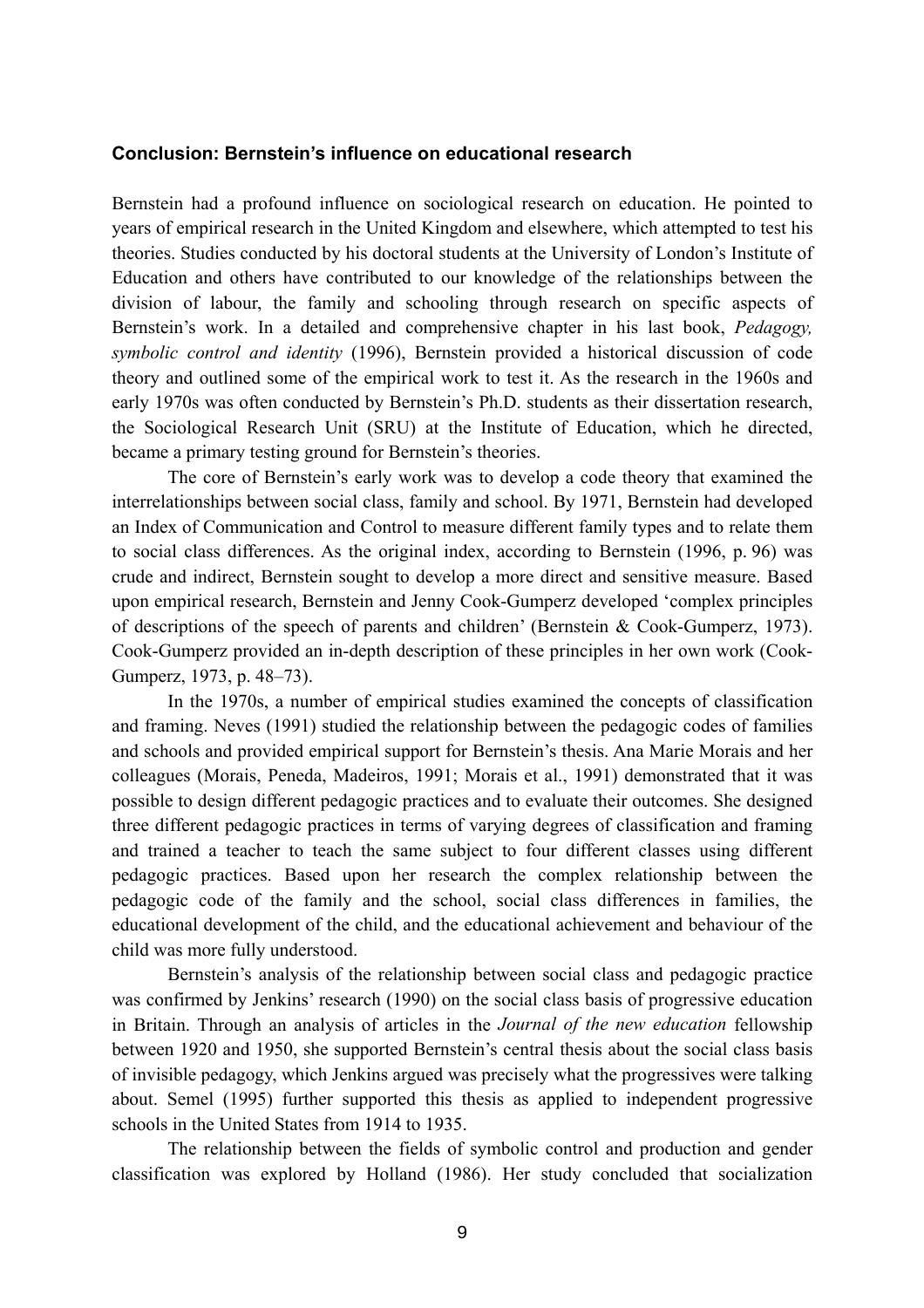### Conclusion: Bernstein's influence on educational research

Bernstein had a profound influence on sociological research on education. He pointed to years of empirical research in the United Kingdom and elsewhere, which attempted to test his theories. Studies conducted by his doctoral students at the University of London's Institute of Education and others have contributed to our knowledge of the relationships between the division of labour, the family and schooling through research on specific aspects of Bernstein's work. In a detailed and comprehensive chapter in his last book, *Pedagogy, symbolic control and identity* (1996), Bernstein provided a historical discussion of code theory and outlined some of the empirical work to test it. As the research in the 1960s and early 1970s was often conducted by Bernstein's Ph.D. students as their dissertation research, the Sociological Research Unit (SRU) at the Institute of Education, which he directed, became a primary testing ground for Bernstein's theories.

The core of Bernstein's early work was to develop a code theory that examined the interrelationships between social class, family and school. By 1971, Bernstein had developed an Index of Communication and Control to measure different family types and to relate them to social class differences. As the original index, according to Bernstein (1996, p. 96) was crude and indirect, Bernstein sought to develop a more direct and sensitive measure. Based upon empirical research, Bernstein and Jenny Cook-Gumperz developed 'complex principles of descriptions of the speech of parents and children' (Bernstein & Cook-Gumperz, 1973). Cook-Gumperz provided an in-depth description of these principles in her own work (Cook-Gumperz, 1973, p. 48–73).

In the 1970s, a number of empirical studies examined the concepts of classification and framing. Neves (1991) studied the relationship between the pedagogic codes of families and schools and provided empirical support for Bernstein's thesis. Ana Marie Morais and her colleagues (Morais, Peneda, Madeiros, 1991; Morais et al., 1991) demonstrated that it was possible to design different pedagogic practices and to evaluate their outcomes. She designed three different pedagogic practices in terms of varying degrees of classification and framing and trained a teacher to teach the same subject to four different classes using different pedagogic practices. Based upon her research the complex relationship between the pedagogic code of the family and the school, social class differences in families, the educational development of the child, and the educational achievement and behaviour of the child was more fully understood.

Bernstein's analysis of the relationship between social class and pedagogic practice was confirmed by Jenkins' research (1990) on the social class basis of progressive education in Britain. Through an analysis of articles in the *Journal of the new education* fellowship between 1920 and 1950, she supported Bernstein's central thesis about the social class basis of invisible pedagogy, which Jenkins argued was precisely what the progressives were talking about. Semel (1995) further supported this thesis as applied to independent progressive schools in the United States from 1914 to 1935.

The relationship between the fields of symbolic control and production and gender classification was explored by Holland (1986). Her study concluded that socialization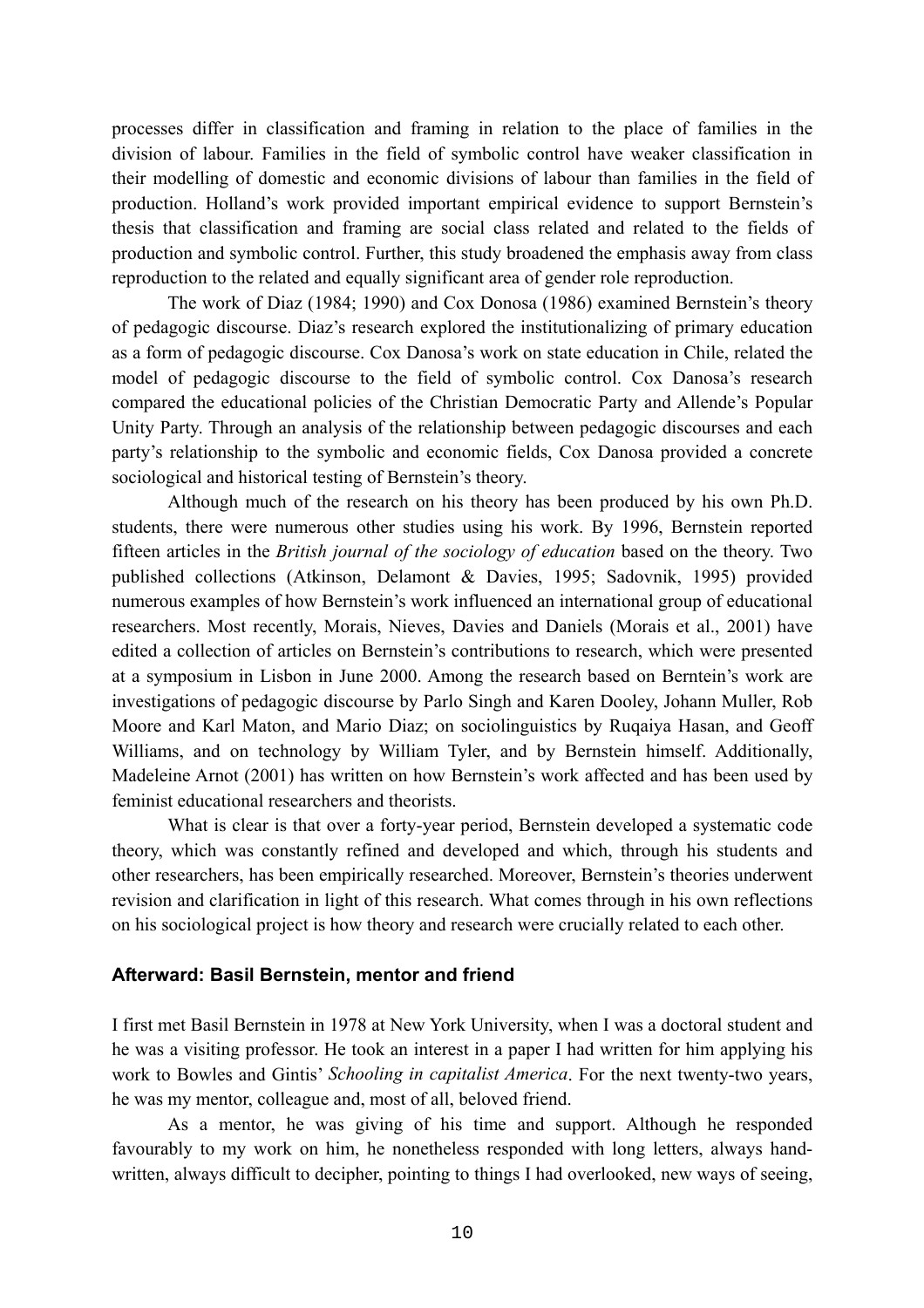processes differ in classification and framing in relation to the place of families in the division of labour. Families in the field of symbolic control have weaker classification in their modelling of domestic and economic divisions of labour than families in the field of production. Holland's work provided important empirical evidence to support Bernstein's thesis that classification and framing are social class related and related to the fields of production and symbolic control. Further, this study broadened the emphasis away from class reproduction to the related and equally significant area of gender role reproduction.

The work of Diaz (1984; 1990) and Cox Donosa (1986) examined Bernstein's theory of pedagogic discourse. Diaz's research explored the institutionalizing of primary education as a form of pedagogic discourse. Cox Danosa's work on state education in Chile, related the model of pedagogic discourse to the field of symbolic control. Cox Danosa's research compared the educational policies of the Christian Democratic Party and Allende's Popular Unity Party. Through an analysis of the relationship between pedagogic discourses and each party's relationship to the symbolic and economic fields, Cox Danosa provided a concrete sociological and historical testing of Bernstein's theory.

Although much of the research on his theory has been produced by his own Ph.D. students, there were numerous other studies using his work. By 1996, Bernstein reported fifteen articles in the *British journal of the sociology of education* based on the theory. Two published collections (Atkinson, Delamont & Davies, 1995; Sadovnik, 1995) provided numerous examples of how Bernstein's work influenced an international group of educational researchers. Most recently, Morais, Nieves, Davies and Daniels (Morais et al., 2001) have edited a collection of articles on Bernstein's contributions to research, which were presented at a symposium in Lisbon in June 2000. Among the research based on Berntein's work are investigations of pedagogic discourse by Parlo Singh and Karen Dooley, Johann Muller, Rob Moore and Karl Maton, and Mario Diaz; on sociolinguistics by Ruqaiya Hasan, and Geoff Williams, and on technology by William Tyler, and by Bernstein himself. Additionally, Madeleine Arnot (2001) has written on how Bernstein's work affected and has been used by feminist educational researchers and theorists.

What is clear is that over a forty-year period, Bernstein developed a systematic code theory, which was constantly refined and developed and which, through his students and other researchers, has been empirically researched. Moreover, Bernstein's theories underwent revision and clarification in light of this research. What comes through in his own reflections on his sociological project is how theory and research were crucially related to each other.

## Afterward: Basil Bernstein, mentor and friend

I first met Basil Bernstein in 1978 at New York University, when I was a doctoral student and he was a visiting professor. He took an interest in a paper I had written for him applying his work to Bowles and Gintis' *Schooling in capitalist America*. For the next twenty-two years, he was my mentor, colleague and, most of all, beloved friend.

As a mentor, he was giving of his time and support. Although he responded favourably to my work on him, he nonetheless responded with long letters, always hand-written, always difficult to decipher, pointing to things I had overlooked, new ways of seeing,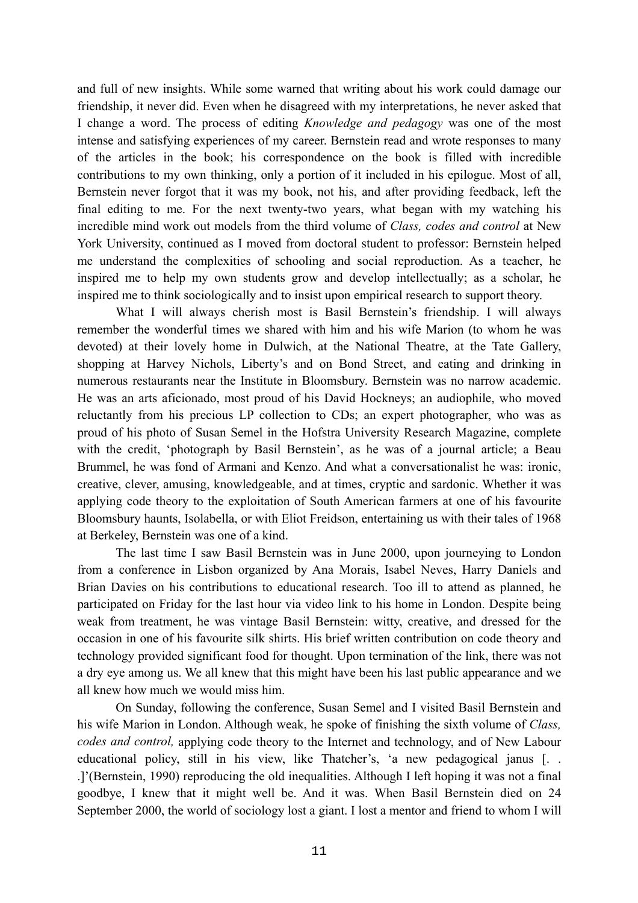and full of new insights. While some warned that writing about his work could damage our friendship, it never did. Even when he disagreed with my interpretations, he never asked that I change a word. The process of editing *Knowledge and pedagogy* was one of the most intense and satisfying experiences of my career. Bernstein read and wrote responses to many of the articles in the book; his correspondence on the book is filled with incredible contributions to my own thinking, only a portion of it included in his epilogue. Most of all, Bernstein never forgot that it was my book, not his, and after providing feedback, left the final editing to me. For the next twenty-two years, what began with my watching his incredible mind work out models from the third volume of *Class, codes and control* at New York University, continued as I moved from doctoral student to professor: Bernstein helped me understand the complexities of schooling and social reproduction. As a teacher, he inspired me to help my own students grow and develop intellectually; as a scholar, he inspired me to think sociologically and to insist upon empirical research to support theory.

What I will always cherish most is Basil Bernstein's friendship. I will always remember the wonderful times we shared with him and his wife Marion (to whom he was devoted) at their lovely home in Dulwich, at the National Theatre, at the Tate Gallery, shopping at Harvey Nichols, Liberty's and on Bond Street, and eating and drinking in numerous restaurants near the Institute in Bloomsbury. Bernstein was no narrow academic. He was an arts aficionado, most proud of his David Hockneys; an audiophile, who moved reluctantly from his precious LP collection to CDs; an expert photographer, who was as proud of his photo of Susan Semel in the Hofstra University Research Magazine, complete with the credit, 'photograph by Basil Bernstein', as he was of a journal article; a Beau Brummel, he was fond of Armani and Kenzo. And what a conversationalist he was: ironic, creative, clever, amusing, knowledgeable, and at times, cryptic and sardonic. Whether it was applying code theory to the exploitation of South American farmers at one of his favourite Bloomsbury haunts, Isolabella, or with Eliot Freidson, entertaining us with their tales of 1968 at Berkeley, Bernstein was one of a kind.

The last time I saw Basil Bernstein was in June 2000, upon journeying to London from a conference in Lisbon organized by Ana Morais, Isabel Neves, Harry Daniels and Brian Davies on his contributions to educational research. Too ill to attend as planned, he participated on Friday for the last hour via video link to his home in London. Despite being weak from treatment, he was vintage Basil Bernstein: witty, creative, and dressed for the occasion in one of his favourite silk shirts. His brief written contribution on code theory and technology provided significant food for thought. Upon termination of the link, there was not a dry eye among us. We all knew that this might have been his last public appearance and we all knew how much we would miss him.

On Sunday, following the conference, Susan Semel and I visited Basil Bernstein and his wife Marion in London. Although weak, he spoke of finishing the sixth volume of *Class, codes and control,* applying code theory to the Internet and technology, and of New Labour educational policy, still in his view, like Thatcher's, 'a new pedagogical janus [. . .]'(Bernstein, 1990) reproducing the old inequalities. Although I left hoping it was not a final goodbye, I knew that it might well be. And it was. When Basil Bernstein died on 24 September 2000, the world of sociology lost a giant. I lost a mentor and friend to whom I will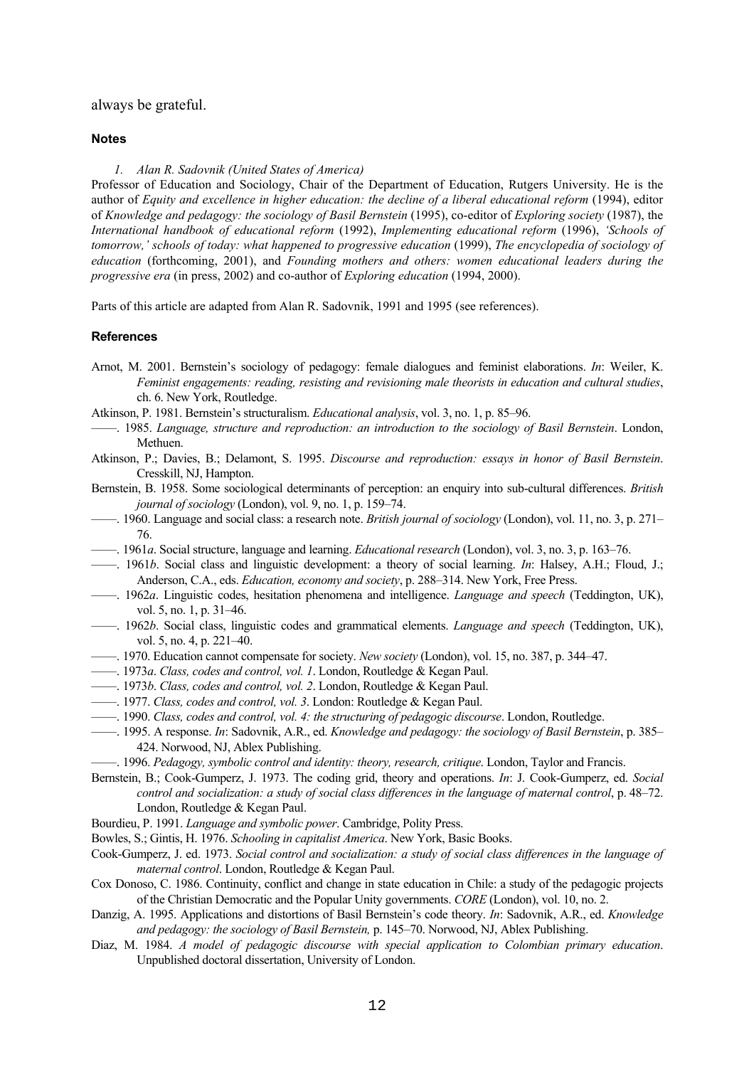always be grateful.

#### Notes

1. *Alan R. Sadovnik (United States of America)*

Professor of Education and Sociology, Chair of the Department of Education, Rutgers University. He is the author of *Equity and excellence in higher education: the decline of a liberal educational reform* (1994), editor of *Knowledge and pedagogy: the sociology of Basil Bernstein* (1995), co-editor of *Exploring society* (1987), the *International handbook of educational reform* (1992), *Implementing educational reform* (1996), *'Schools of tomorrow,' schools of today: what happened to progressive education* (1999), *The encyclopedia of sociology of education* (forthcoming, 2001), and *Founding mothers and others: women educational leaders during the progressive era* (in press, 2002) and co-author of *Exploring education* (1994, 2000).

Parts of this article are adapted from Alan R. Sadovnik, 1991 and 1995 (see references).

#### References

Arnot, M. 2001. Bernstein's sociology of pedagogy: female dialogues and feminist elaborations. *In*: Weiler, K. *Feminist engagements: reading, resisting and revisioning male theorists in education and cultural studies*, ch. 6. New York, Routledge.

Atkinson, P. 1981. Bernstein's structuralism. *Educational analysis*, vol. 3, no. 1, p. 85–96.

——. 1985. *Language, structure and reproduction: an introduction to the sociology of Basil Bernstein*. London, Methuen.

Atkinson, P.; Davies, B.; Delamont, S. 1995. *Discourse and reproduction: essays in honor of Basil Bernstein*. Cresskill, NJ, Hampton.

Bernstein, B. 1958. Some sociological determinants of perception: an enquiry into sub-cultural differences. *British journal of sociology* (London), vol. 9, no. 1, p. 159–74.

——. 1960. Language and social class: a research note. *British journal of sociology* (London), vol. 11, no. 3, p. 271–76.

——. 1961*a*. Social structure, language and learning. *Educational research* (London), vol. 3, no. 3, p. 163–76.

——. 1961*b*. Social class and linguistic development: a theory of social learning. *In*: Halsey, A.H.; Floud, J.; Anderson, C.A., eds. *Education, economy and society*, p. 288–314. New York, Free Press.

——. 1962*a*. Linguistic codes, hesitation phenomena and intelligence. *Language and speech* (Teddington, UK), vol. 5, no. 1, p. 31–46.

——. 1962*b*. Social class, linguistic codes and grammatical elements. *Language and speech* (Teddington, UK), vol. 5, no. 4, p. 221–40.

——. 1970. Education cannot compensate for society. *New society* (London), vol. 15, no. 387, p. 344–47.

——. 1973*a*. *Class, codes and control, vol. 1*. London, Routledge & Kegan Paul.

——. 1973*b*. *Class, codes and control, vol. 2*. London, Routledge & Kegan Paul.

——. 1977. *Class, codes and control, vol. 3*. London: Routledge & Kegan Paul.

——. 1990. *Class, codes and control, vol. 4: the structuring of pedagogic discourse*. London, Routledge.

——. 1995. A response. *In*: Sadovnik, A.R., ed. *Knowledge and pedagogy: the sociology of Basil Bernstein*, p. 385–424. Norwood, NJ, Ablex Publishing.

——. 1996. *Pedagogy, symbolic control and identity: theory, research, critique*. London, Taylor and Francis.

Bernstein, B.; Cook-Gumperz, J. 1973. The coding grid, theory and operations. *In*: J. Cook-Gumperz, ed. *Social control and socialization: a study of social class differences in the language of maternal control*, p. 48–72. London, Routledge & Kegan Paul.

Bourdieu, P. 1991. *Language and symbolic power*. Cambridge, Polity Press.

Bowles, S.; Gintis, H. 1976. *Schooling in capitalist America*. New York, Basic Books.

Cook-Gumperz, J. ed. 1973. *Social control and socialization: a study of social class differences in the language of maternal control*. London, Routledge & Kegan Paul.

Cox Donoso, C. 1986. Continuity, conflict and change in state education in Chile: a study of the pedagogic projects of the Christian Democratic and the Popular Unity governments. *CORE* (London), vol. 10, no. 2.

Danzig, A. 1995. Applications and distortions of Basil Bernstein's code theory. *In*: Sadovnik, A.R., ed. *Knowledge and pedagogy: the sociology of Basil Bernstein,* p. 145–70. Norwood, NJ, Ablex Publishing.

Diaz, M. 1984. *A model of pedagogic discourse with special application to Colombian primary education*. Unpublished doctoral dissertation, University of London.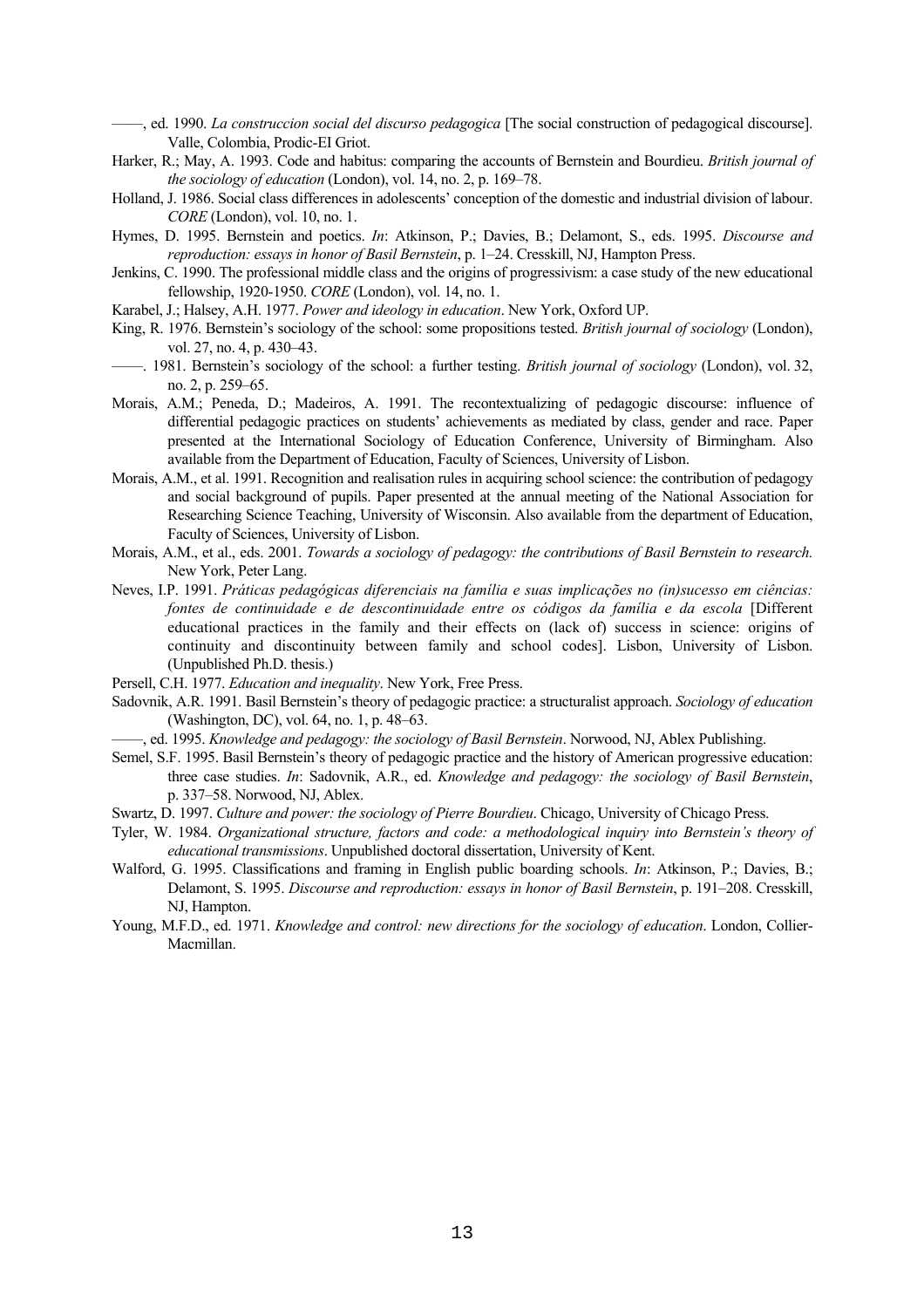——, ed. 1990. *La construccion social del discurso pedagogica* [The social construction of pedagogical discourse]. Valle, Colombia, Prodic-EI Griot.

Harker, R.; May, A. 1993. Code and habitus: comparing the accounts of Bernstein and Bourdieu. *British journal of the sociology of education* (London), vol. 14, no. 2, p. 169–78.

Holland, J. 1986. Social class differences in adolescents' conception of the domestic and industrial division of labour. *CORE* (London), vol. 10, no. 1.

Hymes, D. 1995. Bernstein and poetics. *In*: Atkinson, P.; Davies, B.; Delamont, S., eds. 1995. *Discourse and reproduction: essays in honor of Basil Bernstein*, p. 1–24. Cresskill, NJ, Hampton Press.

Jenkins, C. 1990. The professional middle class and the origins of progressivism: a case study of the new educational fellowship, 1920-1950. *CORE* (London), vol. 14, no. 1.

Karabel, J.; Halsey, A.H. 1977. *Power and ideology in education*. New York, Oxford UP.

King, R. 1976. Bernstein's sociology of the school: some propositions tested. *British journal of sociology* (London), vol. 27, no. 4, p. 430–43.

——. 1981. Bernstein's sociology of the school: a further testing. *British journal of sociology* (London), vol. 32, no. 2, p. 259–65.

Morais, A.M.; Peneda, D.; Madeiros, A. 1991. The recontextualizing of pedagogic discourse: influence of differential pedagogic practices on students' achievements as mediated by class, gender and race. Paper presented at the International Sociology of Education Conference, University of Birmingham. Also available from the Department of Education, Faculty of Sciences, University of Lisbon.

Morais, A.M., et al. 1991. Recognition and realisation rules in acquiring school science: the contribution of pedagogy and social background of pupils. Paper presented at the annual meeting of the National Association for Researching Science Teaching, University of Wisconsin. Also available from the department of Education, Faculty of Sciences, University of Lisbon.

Morais, A.M., et al., eds. 2001. *Towards a sociology of pedagogy: the contributions of Basil Bernstein to research.* New York, Peter Lang.

Neves, I.P. 1991. *Práticas pedagógicas diferenciais na família e suas implicações no (in)sucesso em ciências: fontes de continuidade e de descontinuidade entre os códigos da família e da escola* [Different educational practices in the family and their effects on (lack of) success in science: origins of continuity and discontinuity between family and school codes]. Lisbon, University of Lisbon. (Unpublished Ph.D. thesis.)

Persell, C.H. 1977. *Education and inequality*. New York, Free Press.

Sadovnik, A.R. 1991. Basil Bernstein's theory of pedagogic practice: a structuralist approach. *Sociology of education* (Washington, DC), vol. 64, no. 1, p. 48–63.

——, ed. 1995. *Knowledge and pedagogy: the sociology of Basil Bernstein*. Norwood, NJ, Ablex Publishing.

Semel, S.F. 1995. Basil Bernstein's theory of pedagogic practice and the history of American progressive education: three case studies. *In*: Sadovnik, A.R., ed. *Knowledge and pedagogy: the sociology of Basil Bernstein*, p. 337–58. Norwood, NJ, Ablex.

Swartz, D. 1997. *Culture and power: the sociology of Pierre Bourdieu*. Chicago, University of Chicago Press.

Tyler, W. 1984. *Organizational structure, factors and code: a methodological inquiry into Bernstein's theory of educational transmissions*. Unpublished doctoral dissertation, University of Kent.

Walford, G. 1995. Classifications and framing in English public boarding schools. *In*: Atkinson, P.; Davies, B.; Delamont, S. 1995. *Discourse and reproduction: essays in honor of Basil Bernstein*, p. 191–208. Cresskill, NJ, Hampton.

Young, M.F.D., ed. 1971. *Knowledge and control: new directions for the sociology of education*. London, Collier-Macmillan.